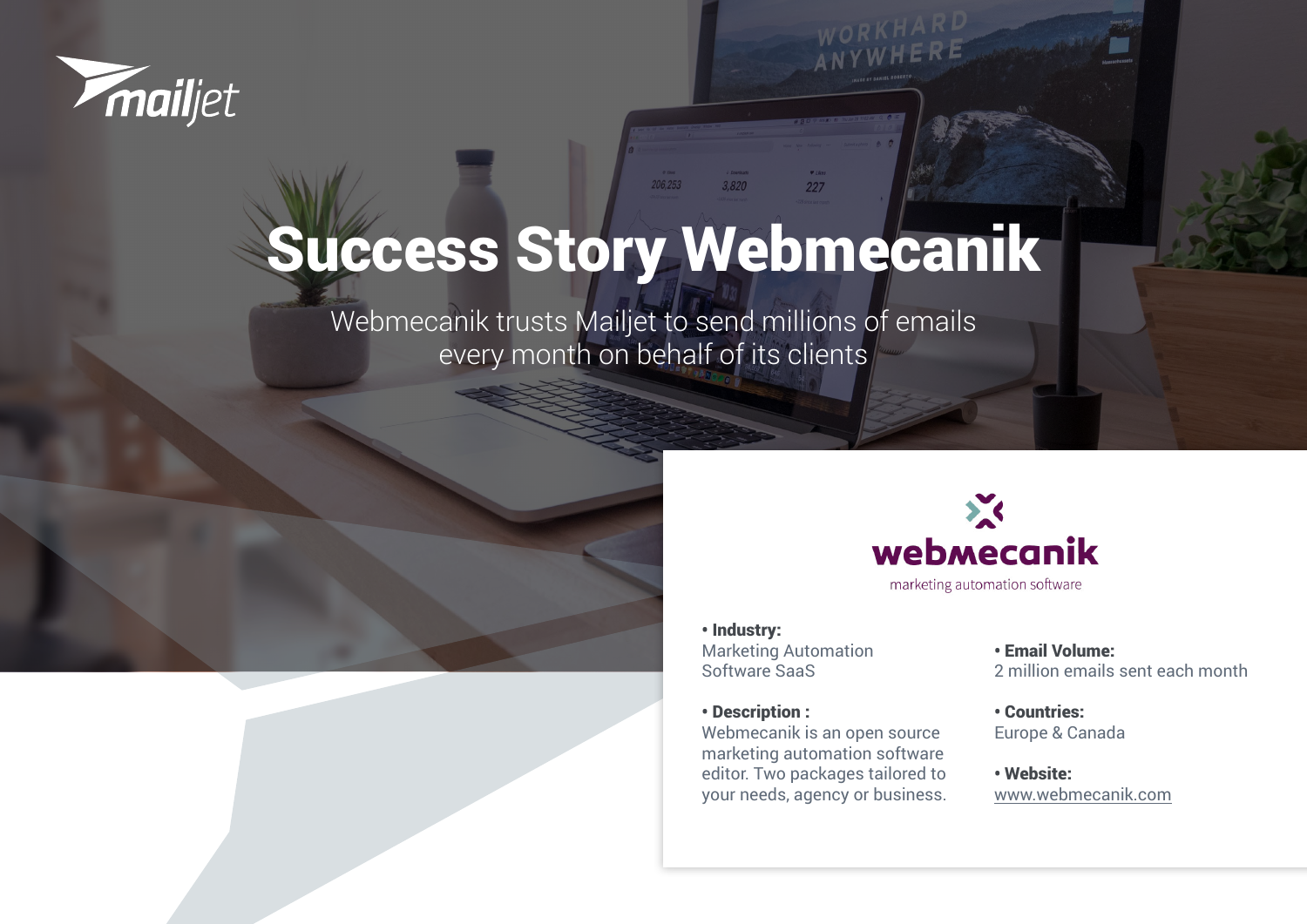mailjet

# Success Story Webmecanik

Webmecanik trusts Mailjet to send millions of emails every month on behalf of its clients

webmecanik
marketing automation software

- **Industry:**
  Marketing Automation Software SaaS

- **Description :**
  Webmecanik is an open source marketing automation software editor. Two packages tailored to your needs, agency or business.

- **Email Volume:**
  2 million emails sent each month

- **Countries:**
  Europe & Canada

- **Website:**
  www.webmecanik.com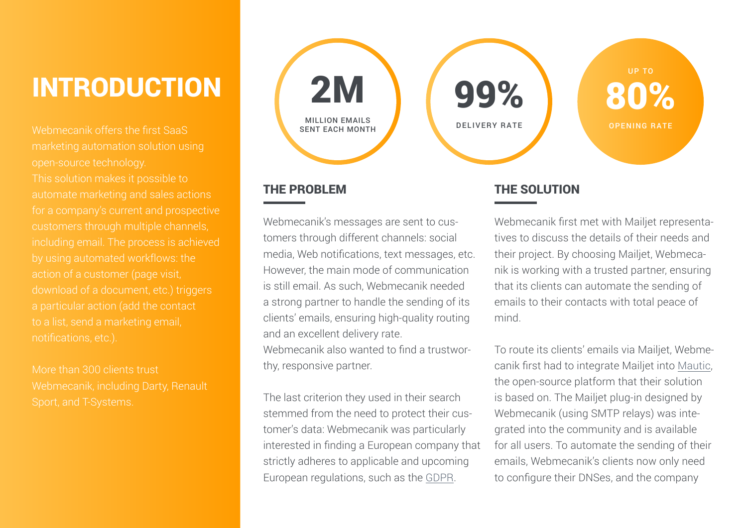# INTRODUCTION

Webmecanik offers the first SaaS marketing automation solution using open-source technology.
This solution makes it possible to automate marketing and sales actions for a company's current and prospective customers through multiple channels, including email. The process is achieved by using automated workflows: the action of a customer (page visit, download of a document, etc.) triggers a particular action (add the contact to a list, send a marketing email, notifications, etc.).

More than 300 clients trust Webmecanik, including Darty, Renault Sport, and T-Systems.

**2M** MILLION EMAILS SENT EACH MONTH

**99%** DELIVERY RATE

UP TO **80%** OPENING RATE

## THE PROBLEM

Webmecanik's messages are sent to customers through different channels: social media, Web notifications, text messages, etc. However, the main mode of communication is still email. As such, Webmecanik needed a strong partner to handle the sending of its clients' emails, ensuring high-quality routing and an excellent delivery rate.
Webmecanik also wanted to find a trustworthy, responsive partner.

The last criterion they used in their search stemmed from the need to protect their customer's data: Webmecanik was particularly interested in finding a European company that strictly adheres to applicable and upcoming European regulations, such as the GDPR.

## THE SOLUTION

Webmecanik first met with Mailjet representatives to discuss the details of their needs and their project. By choosing Mailjet, Webmecanik is working with a trusted partner, ensuring that its clients can automate the sending of emails to their contacts with total peace of mind.

To route its clients' emails via Mailjet, Webmecanik first had to integrate Mailjet into Mautic, the open-source platform that their solution is based on. The Mailjet plug-in designed by Webmecanik (using SMTP relays) was integrated into the community and is available for all users. To automate the sending of their emails, Webmecanik's clients now only need to configure their DNSes, and the company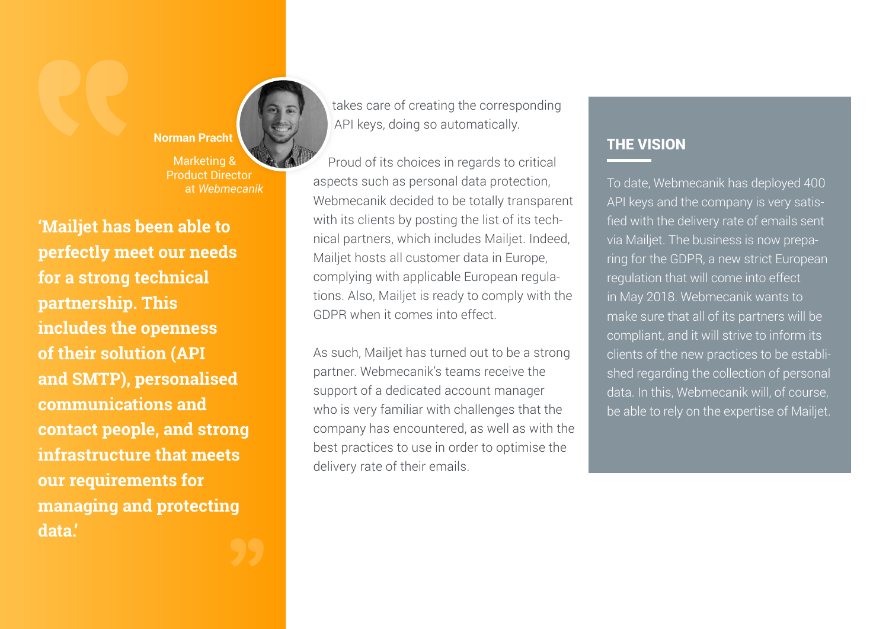**Norman Pracht**

Marketing & Product Director at *Webmecanik*

**'Mailjet has been able to perfectly meet our needs for a strong technical partnership. This includes the openness of their solution (API and SMTP), personalised communications and contact people, and strong infrastructure that meets our requirements for managing and protecting data.'**

takes care of creating the corresponding API keys, doing so automatically.

Proud of its choices in regards to critical aspects such as personal data protection, Webmecanik decided to be totally transparent with its clients by posting the list of its technical partners, which includes Mailjet. Indeed, Mailjet hosts all customer data in Europe, complying with applicable European regulations. Also, Mailjet is ready to comply with the GDPR when it comes into effect.

As such, Mailjet has turned out to be a strong partner. Webmecanik's teams receive the support of a dedicated account manager who is very familiar with challenges that the company has encountered, as well as with the best practices to use in order to optimise the delivery rate of their emails.

## THE VISION

To date, Webmecanik has deployed 400 API keys and the company is very satisfied with the delivery rate of emails sent via Mailjet. The business is now preparing for the GDPR, a new strict European regulation that will come into effect in May 2018. Webmecanik wants to make sure that all of its partners will be compliant, and it will strive to inform its clients of the new practices to be established regarding the collection of personal data. In this, Webmecanik will, of course, be able to rely on the expertise of Mailjet.